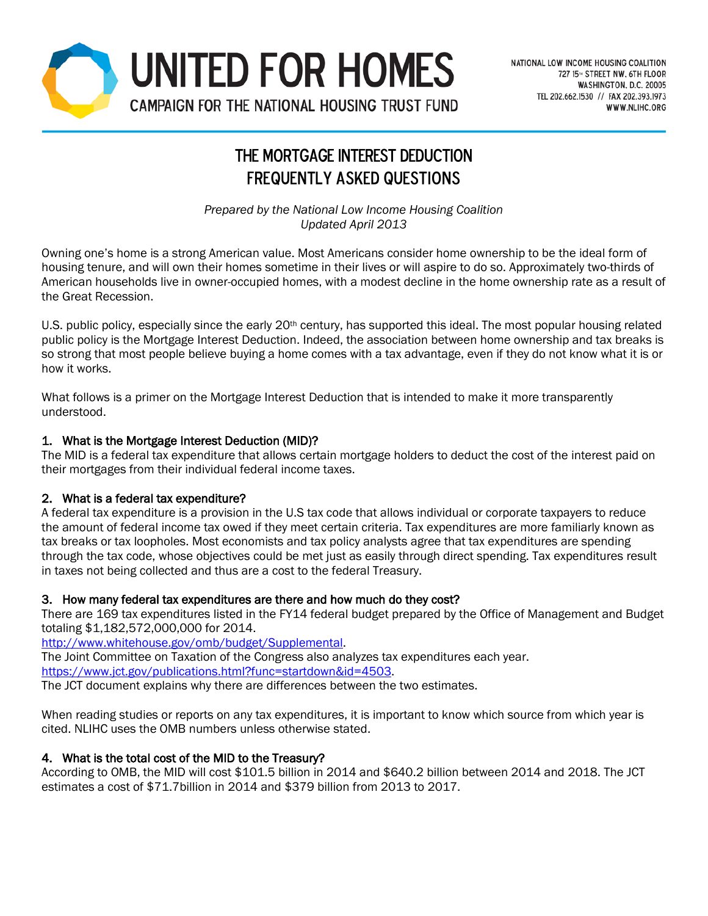# UNITED FOR HOMES

CAMPAIGN FOR THE NATIONAL HOUSING TRUST FUND

NATIONAL LOW INCOME HOUSING COALITION
727 15TH STREET NW, 6TH FLOOR
WASHINGTON, D.C. 20005
TEL 202.662.1530 // FAX 202.393.1973
WWW.NLIHC.ORG

## THE MORTGAGE INTEREST DEDUCTION FREQUENTLY ASKED QUESTIONS

*Prepared by the National Low Income Housing Coalition*
*Updated April 2013*

Owning one's home is a strong American value. Most Americans consider home ownership to be the ideal form of housing tenure, and will own their homes sometime in their lives or will aspire to do so. Approximately two-thirds of American households live in owner-occupied homes, with a modest decline in the home ownership rate as a result of the Great Recession.

U.S. public policy, especially since the early 20th century, has supported this ideal. The most popular housing related public policy is the Mortgage Interest Deduction. Indeed, the association between home ownership and tax breaks is so strong that most people believe buying a home comes with a tax advantage, even if they do not know what it is or how it works.

What follows is a primer on the Mortgage Interest Deduction that is intended to make it more transparently understood.

### 1. What is the Mortgage Interest Deduction (MID)?

The MID is a federal tax expenditure that allows certain mortgage holders to deduct the cost of the interest paid on their mortgages from their individual federal income taxes.

### 2. What is a federal tax expenditure?

A federal tax expenditure is a provision in the U.S tax code that allows individual or corporate taxpayers to reduce the amount of federal income tax owed if they meet certain criteria. Tax expenditures are more familiarly known as tax breaks or tax loopholes. Most economists and tax policy analysts agree that tax expenditures are spending through the tax code, whose objectives could be met just as easily through direct spending. Tax expenditures result in taxes not being collected and thus are a cost to the federal Treasury.

### 3. How many federal tax expenditures are there and how much do they cost?

There are 169 tax expenditures listed in the FY14 federal budget prepared by the Office of Management and Budget totaling $1,182,572,000,000 for 2014.
[http://www.whitehouse.gov/omb/budget/Supplemental](http://www.whitehouse.gov/omb/budget/Supplemental).
The Joint Committee on Taxation of the Congress also analyzes tax expenditures each year.
[https://www.jct.gov/publications.html?func=startdown&id=4503](https://www.jct.gov/publications.html?func=startdown&id=4503).
The JCT document explains why there are differences between the two estimates.

When reading studies or reports on any tax expenditures, it is important to know which source from which year is cited. NLIHC uses the OMB numbers unless otherwise stated.

### 4. What is the total cost of the MID to the Treasury?

According to OMB, the MID will cost $101.5 billion in 2014 and $640.2 billion between 2014 and 2018. The JCT estimates a cost of $71.7billion in 2014 and $379 billion from 2013 to 2017.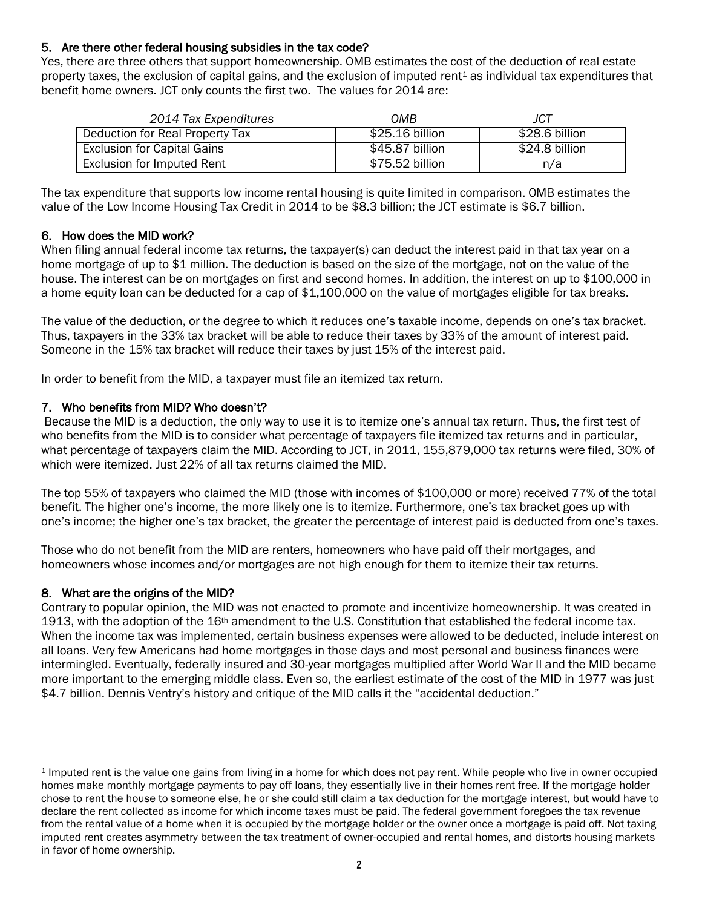### 5. Are there other federal housing subsidies in the tax code?

Yes, there are three others that support homeownership. OMB estimates the cost of the deduction of real estate property taxes, the exclusion of capital gains, and the exclusion of imputed rent[1] as individual tax expenditures that benefit home owners. JCT only counts the first two. The values for 2014 are:

| *2014 Tax Expenditures* | *OMB* | *JCT* |
|---|---|---|
| Deduction for Real Property Tax | $25.16 billion | $28.6 billion |
| Exclusion for Capital Gains | $45.87 billion | $24.8 billion |
| Exclusion for Imputed Rent | $75.52 billion | n/a |

The tax expenditure that supports low income rental housing is quite limited in comparison. OMB estimates the value of the Low Income Housing Tax Credit in 2014 to be $8.3 billion; the JCT estimate is $6.7 billion.

### 6. How does the MID work?

When filing annual federal income tax returns, the taxpayer(s) can deduct the interest paid in that tax year on a home mortgage of up to $1 million. The deduction is based on the size of the mortgage, not on the value of the house. The interest can be on mortgages on first and second homes. In addition, the interest on up to $100,000 in a home equity loan can be deducted for a cap of $1,100,000 on the value of mortgages eligible for tax breaks.

The value of the deduction, or the degree to which it reduces one's taxable income, depends on one's tax bracket. Thus, taxpayers in the 33% tax bracket will be able to reduce their taxes by 33% of the amount of interest paid. Someone in the 15% tax bracket will reduce their taxes by just 15% of the interest paid.

In order to benefit from the MID, a taxpayer must file an itemized tax return.

### 7. Who benefits from MID? Who doesn't?

Because the MID is a deduction, the only way to use it is to itemize one's annual tax return. Thus, the first test of who benefits from the MID is to consider what percentage of taxpayers file itemized tax returns and in particular, what percentage of taxpayers claim the MID. According to JCT, in 2011, 155,879,000 tax returns were filed, 30% of which were itemized. Just 22% of all tax returns claimed the MID.

The top 55% of taxpayers who claimed the MID (those with incomes of $100,000 or more) received 77% of the total benefit. The higher one's income, the more likely one is to itemize. Furthermore, one's tax bracket goes up with one's income; the higher one's tax bracket, the greater the percentage of interest paid is deducted from one's taxes.

Those who do not benefit from the MID are renters, homeowners who have paid off their mortgages, and homeowners whose incomes and/or mortgages are not high enough for them to itemize their tax returns.

### 8. What are the origins of the MID?

Contrary to popular opinion, the MID was not enacted to promote and incentivize homeownership. It was created in 1913, with the adoption of the 16th amendment to the U.S. Constitution that established the federal income tax. When the income tax was implemented, certain business expenses were allowed to be deducted, include interest on all loans. Very few Americans had home mortgages in those days and most personal and business finances were intermingled. Eventually, federally insured and 30-year mortgages multiplied after World War II and the MID became more important to the emerging middle class. Even so, the earliest estimate of the cost of the MID in 1977 was just $4.7 billion. Dennis Ventry's history and critique of the MID calls it the "accidental deduction."

---

[1] Imputed rent is the value one gains from living in a home for which does not pay rent. While people who live in owner occupied homes make monthly mortgage payments to pay off loans, they essentially live in their homes rent free. If the mortgage holder chose to rent the house to someone else, he or she could still claim a tax deduction for the mortgage interest, but would have to declare the rent collected as income for which income taxes must be paid. The federal government foregoes the tax revenue from the rental value of a home when it is occupied by the mortgage holder or the owner once a mortgage is paid off. Not taxing imputed rent creates asymmetry between the tax treatment of owner-occupied and rental homes, and distorts housing markets in favor of home ownership.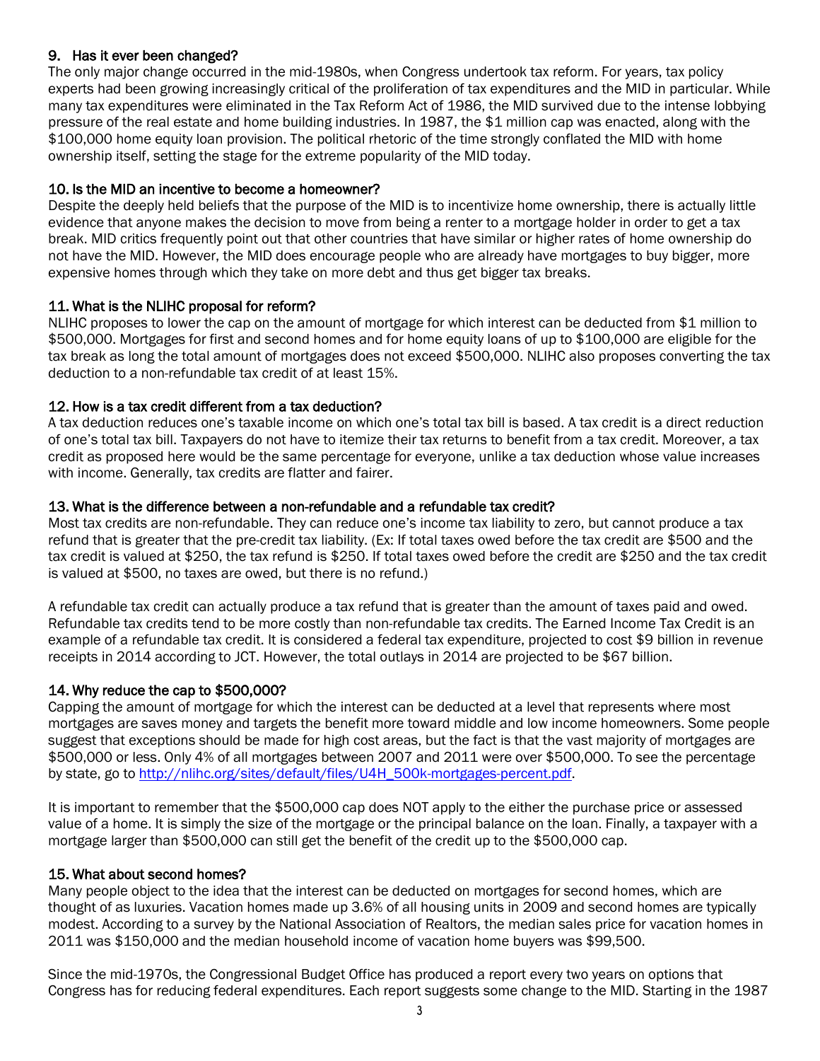### 9. Has it ever been changed?

The only major change occurred in the mid-1980s, when Congress undertook tax reform. For years, tax policy experts had been growing increasingly critical of the proliferation of tax expenditures and the MID in particular. While many tax expenditures were eliminated in the Tax Reform Act of 1986, the MID survived due to the intense lobbying pressure of the real estate and home building industries. In 1987, the $1 million cap was enacted, along with the $100,000 home equity loan provision. The political rhetoric of the time strongly conflated the MID with home ownership itself, setting the stage for the extreme popularity of the MID today.

### 10. Is the MID an incentive to become a homeowner?

Despite the deeply held beliefs that the purpose of the MID is to incentivize home ownership, there is actually little evidence that anyone makes the decision to move from being a renter to a mortgage holder in order to get a tax break. MID critics frequently point out that other countries that have similar or higher rates of home ownership do not have the MID. However, the MID does encourage people who are already have mortgages to buy bigger, more expensive homes through which they take on more debt and thus get bigger tax breaks.

### 11. What is the NLIHC proposal for reform?

NLIHC proposes to lower the cap on the amount of mortgage for which interest can be deducted from $1 million to $500,000. Mortgages for first and second homes and for home equity loans of up to $100,000 are eligible for the tax break as long the total amount of mortgages does not exceed $500,000. NLIHC also proposes converting the tax deduction to a non-refundable tax credit of at least 15%.

### 12. How is a tax credit different from a tax deduction?

A tax deduction reduces one's taxable income on which one's total tax bill is based. A tax credit is a direct reduction of one's total tax bill. Taxpayers do not have to itemize their tax returns to benefit from a tax credit. Moreover, a tax credit as proposed here would be the same percentage for everyone, unlike a tax deduction whose value increases with income. Generally, tax credits are flatter and fairer.

### 13. What is the difference between a non-refundable and a refundable tax credit?

Most tax credits are non-refundable. They can reduce one's income tax liability to zero, but cannot produce a tax refund that is greater that the pre-credit tax liability. (Ex: If total taxes owed before the tax credit are $500 and the tax credit is valued at $250, the tax refund is $250. If total taxes owed before the credit are $250 and the tax credit is valued at $500, no taxes are owed, but there is no refund.)

A refundable tax credit can actually produce a tax refund that is greater than the amount of taxes paid and owed. Refundable tax credits tend to be more costly than non-refundable tax credits. The Earned Income Tax Credit is an example of a refundable tax credit. It is considered a federal tax expenditure, projected to cost $9 billion in revenue receipts in 2014 according to JCT. However, the total outlays in 2014 are projected to be $67 billion.

### 14. Why reduce the cap to $500,000?

Capping the amount of mortgage for which the interest can be deducted at a level that represents where most mortgages are saves money and targets the benefit more toward middle and low income homeowners. Some people suggest that exceptions should be made for high cost areas, but the fact is that the vast majority of mortgages are $500,000 or less. Only 4% of all mortgages between 2007 and 2011 were over $500,000. To see the percentage by state, go to [http://nlihc.org/sites/default/files/U4H_500k-mortgages-percent.pdf](http://nlihc.org/sites/default/files/U4H_500k-mortgages-percent.pdf).

It is important to remember that the $500,000 cap does NOT apply to the either the purchase price or assessed value of a home. It is simply the size of the mortgage or the principal balance on the loan. Finally, a taxpayer with a mortgage larger than $500,000 can still get the benefit of the credit up to the $500,000 cap.

### 15. What about second homes?

Many people object to the idea that the interest can be deducted on mortgages for second homes, which are thought of as luxuries. Vacation homes made up 3.6% of all housing units in 2009 and second homes are typically modest. According to a survey by the National Association of Realtors, the median sales price for vacation homes in 2011 was $150,000 and the median household income of vacation home buyers was $99,500.

Since the mid-1970s, the Congressional Budget Office has produced a report every two years on options that Congress has for reducing federal expenditures. Each report suggests some change to the MID. Starting in the 1987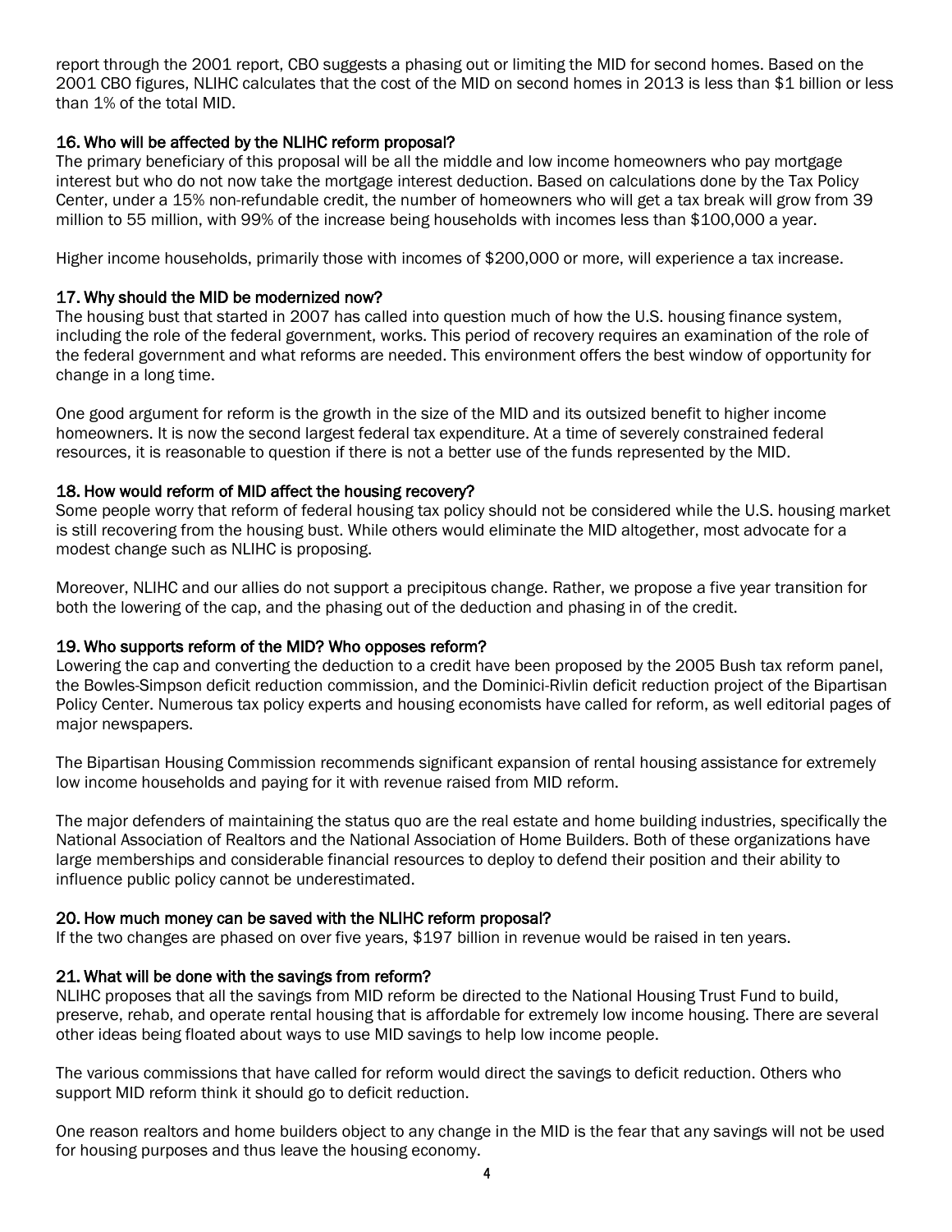report through the 2001 report, CBO suggests a phasing out or limiting the MID for second homes. Based on the 2001 CBO figures, NLIHC calculates that the cost of the MID on second homes in 2013 is less than $1 billion or less than 1% of the total MID.

### 16. Who will be affected by the NLIHC reform proposal?

The primary beneficiary of this proposal will be all the middle and low income homeowners who pay mortgage interest but who do not now take the mortgage interest deduction. Based on calculations done by the Tax Policy Center, under a 15% non-refundable credit, the number of homeowners who will get a tax break will grow from 39 million to 55 million, with 99% of the increase being households with incomes less than $100,000 a year.

Higher income households, primarily those with incomes of $200,000 or more, will experience a tax increase.

### 17. Why should the MID be modernized now?

The housing bust that started in 2007 has called into question much of how the U.S. housing finance system, including the role of the federal government, works. This period of recovery requires an examination of the role of the federal government and what reforms are needed. This environment offers the best window of opportunity for change in a long time.

One good argument for reform is the growth in the size of the MID and its outsized benefit to higher income homeowners. It is now the second largest federal tax expenditure. At a time of severely constrained federal resources, it is reasonable to question if there is not a better use of the funds represented by the MID.

### 18. How would reform of MID affect the housing recovery?

Some people worry that reform of federal housing tax policy should not be considered while the U.S. housing market is still recovering from the housing bust. While others would eliminate the MID altogether, most advocate for a modest change such as NLIHC is proposing.

Moreover, NLIHC and our allies do not support a precipitous change. Rather, we propose a five year transition for both the lowering of the cap, and the phasing out of the deduction and phasing in of the credit.

### 19. Who supports reform of the MID? Who opposes reform?

Lowering the cap and converting the deduction to a credit have been proposed by the 2005 Bush tax reform panel, the Bowles-Simpson deficit reduction commission, and the Dominici-Rivlin deficit reduction project of the Bipartisan Policy Center. Numerous tax policy experts and housing economists have called for reform, as well editorial pages of major newspapers.

The Bipartisan Housing Commission recommends significant expansion of rental housing assistance for extremely low income households and paying for it with revenue raised from MID reform.

The major defenders of maintaining the status quo are the real estate and home building industries, specifically the National Association of Realtors and the National Association of Home Builders. Both of these organizations have large memberships and considerable financial resources to deploy to defend their position and their ability to influence public policy cannot be underestimated.

### 20. How much money can be saved with the NLIHC reform proposal?

If the two changes are phased on over five years, $197 billion in revenue would be raised in ten years.

### 21. What will be done with the savings from reform?

NLIHC proposes that all the savings from MID reform be directed to the National Housing Trust Fund to build, preserve, rehab, and operate rental housing that is affordable for extremely low income housing. There are several other ideas being floated about ways to use MID savings to help low income people.

The various commissions that have called for reform would direct the savings to deficit reduction. Others who support MID reform think it should go to deficit reduction.

One reason realtors and home builders object to any change in the MID is the fear that any savings will not be used for housing purposes and thus leave the housing economy.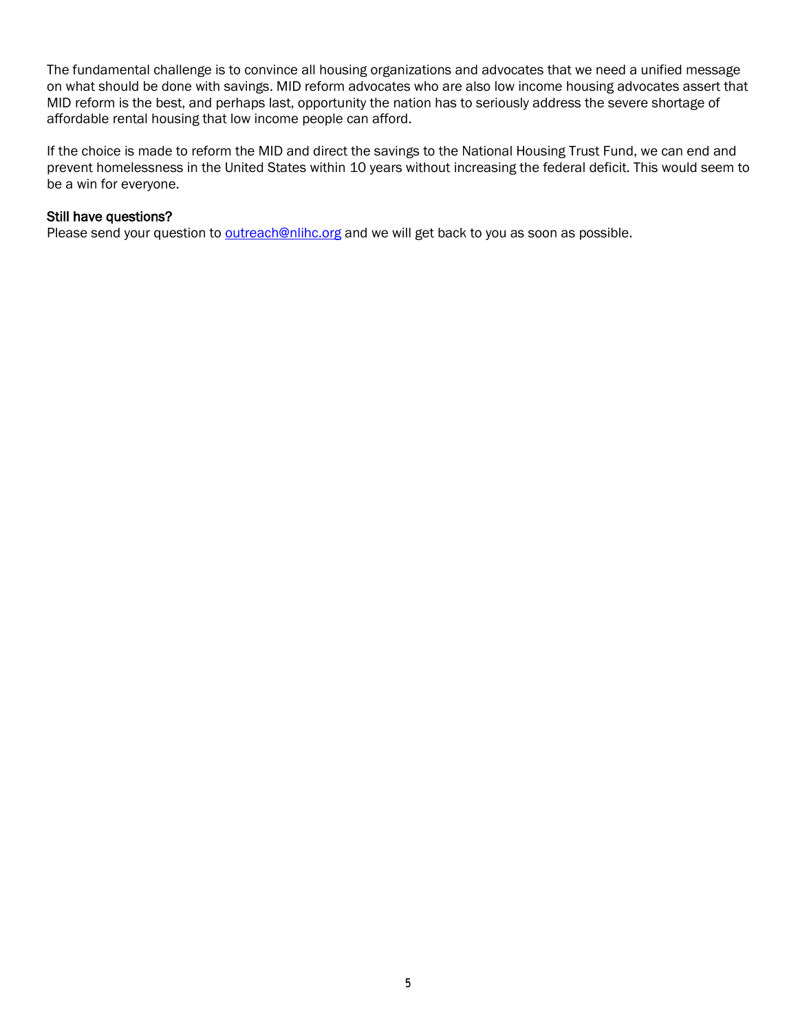The fundamental challenge is to convince all housing organizations and advocates that we need a unified message on what should be done with savings. MID reform advocates who are also low income housing advocates assert that MID reform is the best, and perhaps last, opportunity the nation has to seriously address the severe shortage of affordable rental housing that low income people can afford.

If the choice is made to reform the MID and direct the savings to the National Housing Trust Fund, we can end and prevent homelessness in the United States within 10 years without increasing the federal deficit. This would seem to be a win for everyone.

**Still have questions?**

Please send your question to outreach@nlihc.org and we will get back to you as soon as possible.